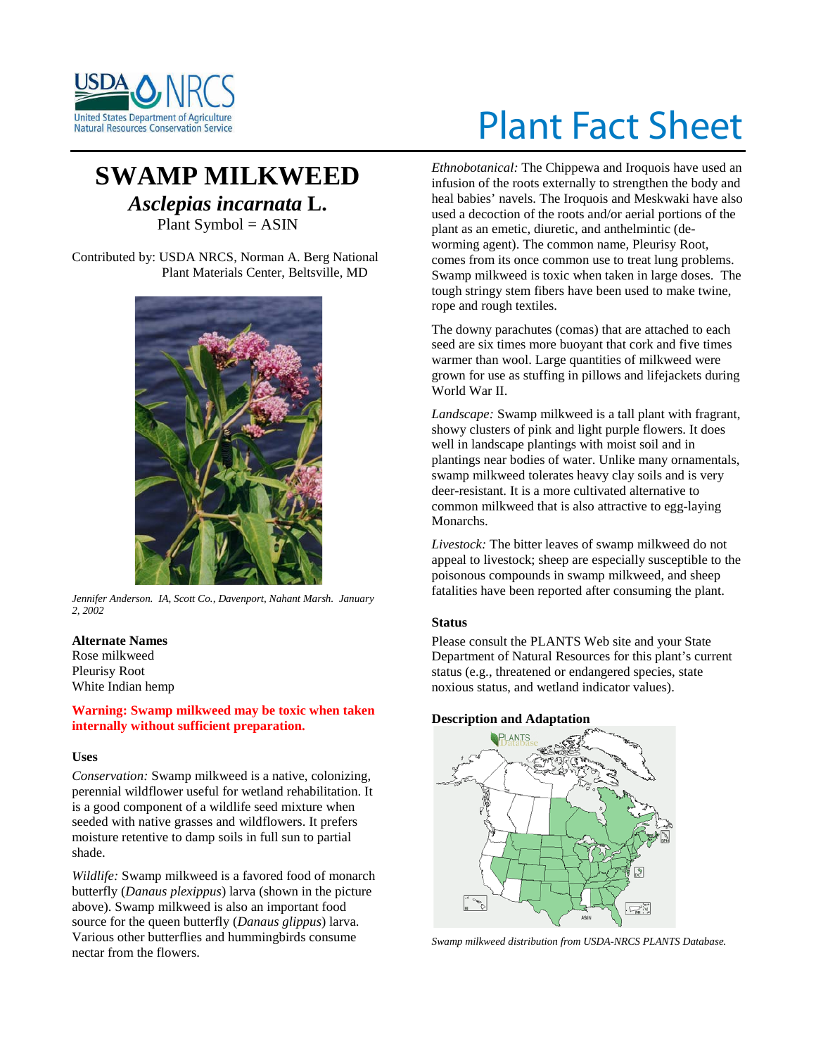# Plant Fact Sheet

## SWAMP MILKWEED

***Asclepias incarnata* L.**

Plant Symbol = ASIN

Contributed by: USDA NRCS, Norman A. Berg National Plant Materials Center, Beltsville, MD

*Jennifer Anderson. IA, Scott Co., Davenport, Nahant Marsh. January 2, 2002*

### Alternate Names

Rose milkweed
Pleurisy Root
White Indian hemp

**Warning: Swamp milkweed may be toxic when taken internally without sufficient preparation.**

### Uses

*Conservation:* Swamp milkweed is a native, colonizing, perennial wildflower useful for wetland rehabilitation. It is a good component of a wildlife seed mixture when seeded with native grasses and wildflowers. It prefers moisture retentive to damp soils in full sun to partial shade.

*Wildlife:* Swamp milkweed is a favored food of monarch butterfly (*Danaus plexippus*) larva (shown in the picture above). Swamp milkweed is also an important food source for the queen butterfly (*Danaus glippus*) larva. Various other butterflies and hummingbirds consume nectar from the flowers.

*Ethnobotanical:* The Chippewa and Iroquois have used an infusion of the roots externally to strengthen the body and heal babies' navels. The Iroquois and Meskwaki have also used a decoction of the roots and/or aerial portions of the plant as an emetic, diuretic, and anthelmintic (de-worming agent). The common name, Pleurisy Root, comes from its once common use to treat lung problems. Swamp milkweed is toxic when taken in large doses. The tough stringy stem fibers have been used to make twine, rope and rough textiles.

The downy parachutes (comas) that are attached to each seed are six times more buoyant that cork and five times warmer than wool. Large quantities of milkweed were grown for use as stuffing in pillows and lifejackets during World War II.

*Landscape:* Swamp milkweed is a tall plant with fragrant, showy clusters of pink and light purple flowers. It does well in landscape plantings with moist soil and in plantings near bodies of water. Unlike many ornamentals, swamp milkweed tolerates heavy clay soils and is very deer-resistant. It is a more cultivated alternative to common milkweed that is also attractive to egg-laying Monarchs.

*Livestock:* The bitter leaves of swamp milkweed do not appeal to livestock; sheep are especially susceptible to the poisonous compounds in swamp milkweed, and sheep fatalities have been reported after consuming the plant.

### Status

Please consult the PLANTS Web site and your State Department of Natural Resources for this plant's current status (e.g., threatened or endangered species, state noxious status, and wetland indicator values).

### Description and Adaptation

*Swamp milkweed distribution from USDA-NRCS PLANTS Database.*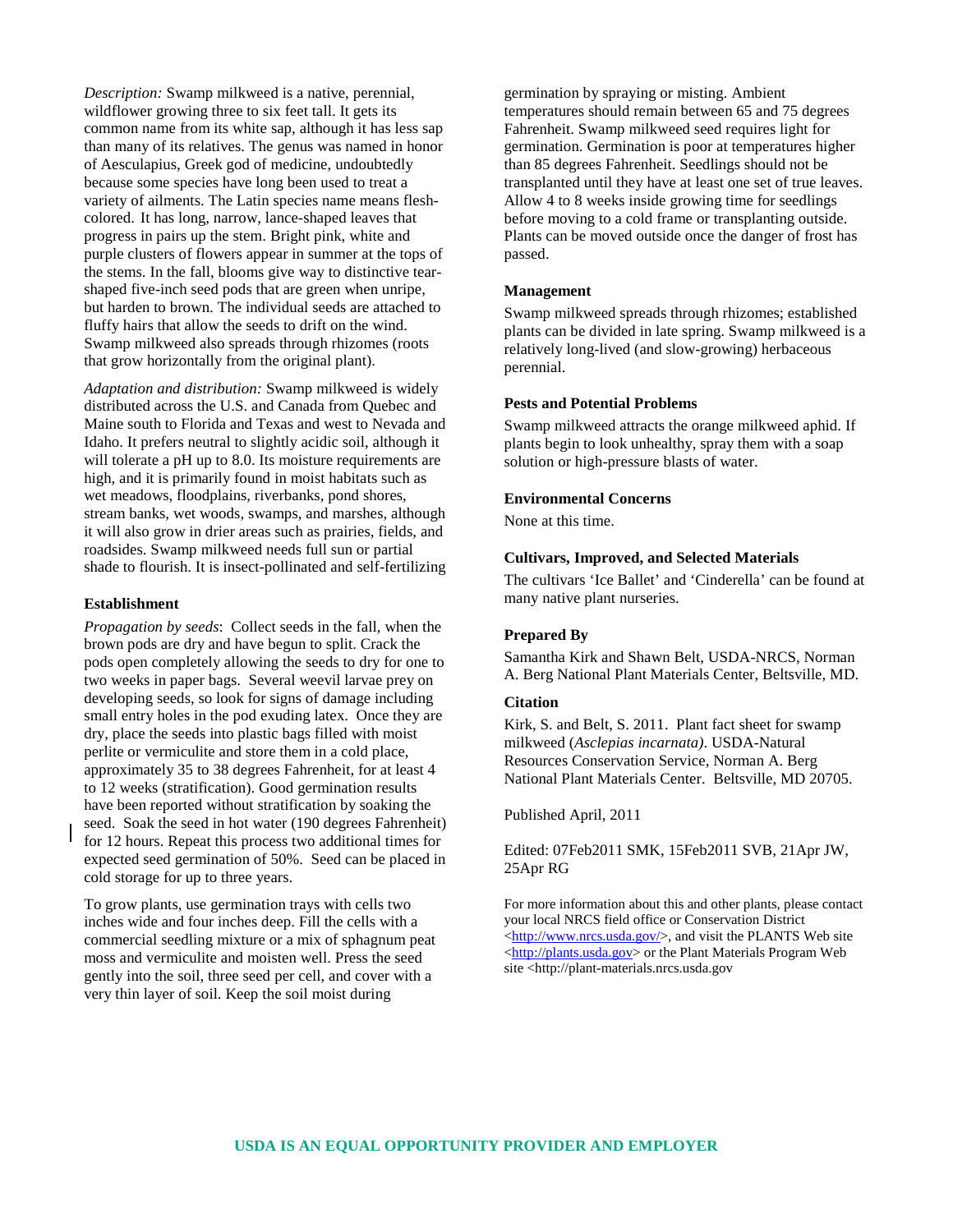*Description:* Swamp milkweed is a native, perennial, wildflower growing three to six feet tall. It gets its common name from its white sap, although it has less sap than many of its relatives. The genus was named in honor of Aesculapius, Greek god of medicine, undoubtedly because some species have long been used to treat a variety of ailments. The Latin species name means flesh-colored. It has long, narrow, lance-shaped leaves that progress in pairs up the stem. Bright pink, white and purple clusters of flowers appear in summer at the tops of the stems. In the fall, blooms give way to distinctive tear-shaped five-inch seed pods that are green when unripe, but harden to brown. The individual seeds are attached to fluffy hairs that allow the seeds to drift on the wind. Swamp milkweed also spreads through rhizomes (roots that grow horizontally from the original plant).

*Adaptation and distribution:* Swamp milkweed is widely distributed across the U.S. and Canada from Quebec and Maine south to Florida and Texas and west to Nevada and Idaho. It prefers neutral to slightly acidic soil, although it will tolerate a pH up to 8.0. Its moisture requirements are high, and it is primarily found in moist habitats such as wet meadows, floodplains, riverbanks, pond shores, stream banks, wet woods, swamps, and marshes, although it will also grow in drier areas such as prairies, fields, and roadsides. Swamp milkweed needs full sun or partial shade to flourish. It is insect-pollinated and self-fertilizing

**Establishment**

*Propagation by seeds*: Collect seeds in the fall, when the brown pods are dry and have begun to split. Crack the pods open completely allowing the seeds to dry for one to two weeks in paper bags. Several weevil larvae prey on developing seeds, so look for signs of damage including small entry holes in the pod exuding latex. Once they are dry, place the seeds into plastic bags filled with moist perlite or vermiculite and store them in a cold place, approximately 35 to 38 degrees Fahrenheit, for at least 4 to 12 weeks (stratification). Good germination results have been reported without stratification by soaking the seed. Soak the seed in hot water (190 degrees Fahrenheit) for 12 hours. Repeat this process two additional times for expected seed germination of 50%. Seed can be placed in cold storage for up to three years.

To grow plants, use germination trays with cells two inches wide and four inches deep. Fill the cells with a commercial seedling mixture or a mix of sphagnum peat moss and vermiculite and moisten well. Press the seed gently into the soil, three seed per cell, and cover with a very thin layer of soil. Keep the soil moist during germination by spraying or misting. Ambient temperatures should remain between 65 and 75 degrees Fahrenheit. Swamp milkweed seed requires light for germination. Germination is poor at temperatures higher than 85 degrees Fahrenheit. Seedlings should not be transplanted until they have at least one set of true leaves. Allow 4 to 8 weeks inside growing time for seedlings before moving to a cold frame or transplanting outside. Plants can be moved outside once the danger of frost has passed.

**Management**

Swamp milkweed spreads through rhizomes; established plants can be divided in late spring. Swamp milkweed is a relatively long-lived (and slow-growing) herbaceous perennial.

**Pests and Potential Problems**

Swamp milkweed attracts the orange milkweed aphid. If plants begin to look unhealthy, spray them with a soap solution or high-pressure blasts of water.

**Environmental Concerns**

None at this time.

**Cultivars, Improved, and Selected Materials**

The cultivars 'Ice Ballet' and 'Cinderella' can be found at many native plant nurseries.

**Prepared By**

Samantha Kirk and Shawn Belt, USDA-NRCS, Norman A. Berg National Plant Materials Center, Beltsville, MD.

**Citation**

Kirk, S. and Belt, S. 2011. Plant fact sheet for swamp milkweed (*Asclepias incarnata*). USDA-Natural Resources Conservation Service, Norman A. Berg National Plant Materials Center. Beltsville, MD 20705.

Published April, 2011

Edited: 07Feb2011 SMK, 15Feb2011 SVB, 21Apr JW, 25Apr RG

For more information about this and other plants, please contact your local NRCS field office or Conservation District <http://www.nrcs.usda.gov/>, and visit the PLANTS Web site <http://plants.usda.gov> or the Plant Materials Program Web site <http://plant-materials.nrcs.usda.gov

**USDA IS AN EQUAL OPPORTUNITY PROVIDER AND EMPLOYER**